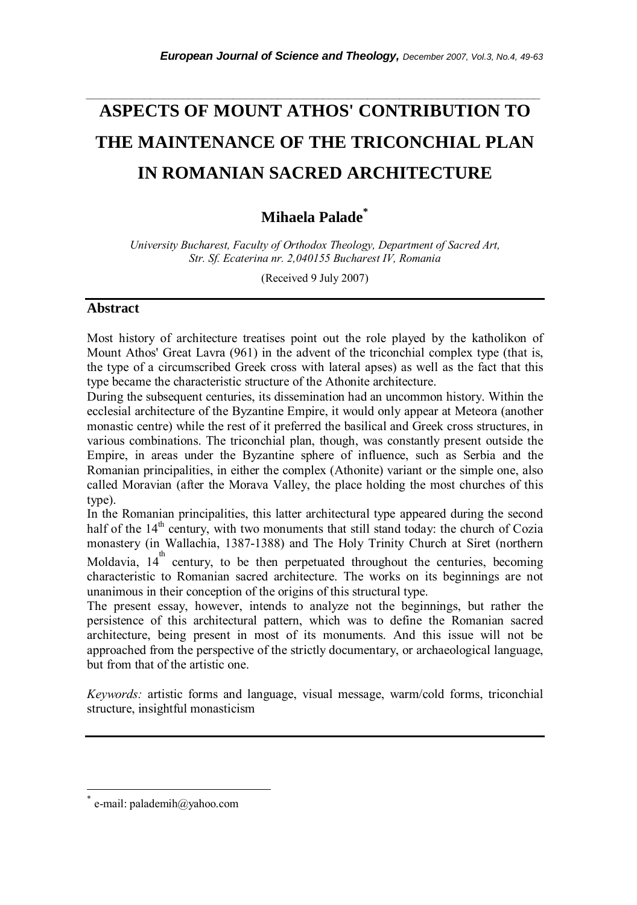# ASPECTS OF MOUNT ATHOS' CONTRIBUTION TO THE MAINTENANCE OF THE TRICONCHIAL PLAN IN ROMANIAN SACRED ARCHITECTURE

**Mihaela Palade[*]**

*University Bucharest, Faculty of Orthodox Theology, Department of Sacred Art, Str. Sf. Ecaterina nr. 2,040155 Bucharest IV, Romania*

(Received 9 July 2007)

## Abstract

Most history of architecture treatises point out the role played by the katholikon of Mount Athos' Great Lavra (961) in the advent of the triconchial complex type (that is, the type of a circumscribed Greek cross with lateral apses) as well as the fact that this type became the characteristic structure of the Athonite architecture.

During the subsequent centuries, its dissemination had an uncommon history. Within the ecclesial architecture of the Byzantine Empire, it would only appear at Meteora (another monastic centre) while the rest of it preferred the basilical and Greek cross structures, in various combinations. The triconchial plan, though, was constantly present outside the Empire, in areas under the Byzantine sphere of influence, such as Serbia and the Romanian principalities, in either the complex (Athonite) variant or the simple one, also called Moravian (after the Morava Valley, the place holding the most churches of this type).

In the Romanian principalities, this latter architectural type appeared during the second half of the 14th century, with two monuments that still stand today: the church of Cozia monastery (in Wallachia, 1387-1388) and The Holy Trinity Church at Siret (northern Moldavia, 14th century, to be then perpetuated throughout the centuries, becoming characteristic to Romanian sacred architecture. The works on its beginnings are not unanimous in their conception of the origins of this structural type.

The present essay, however, intends to analyze not the beginnings, but rather the persistence of this architectural pattern, which was to define the Romanian sacred architecture, being present in most of its monuments. And this issue will not be approached from the perspective of the strictly documentary, or archaeological language, but from that of the artistic one.

*Keywords:* artistic forms and language, visual message, warm/cold forms, triconchial structure, insightful monasticism

---

[*] e-mail: pademih@yahoo.com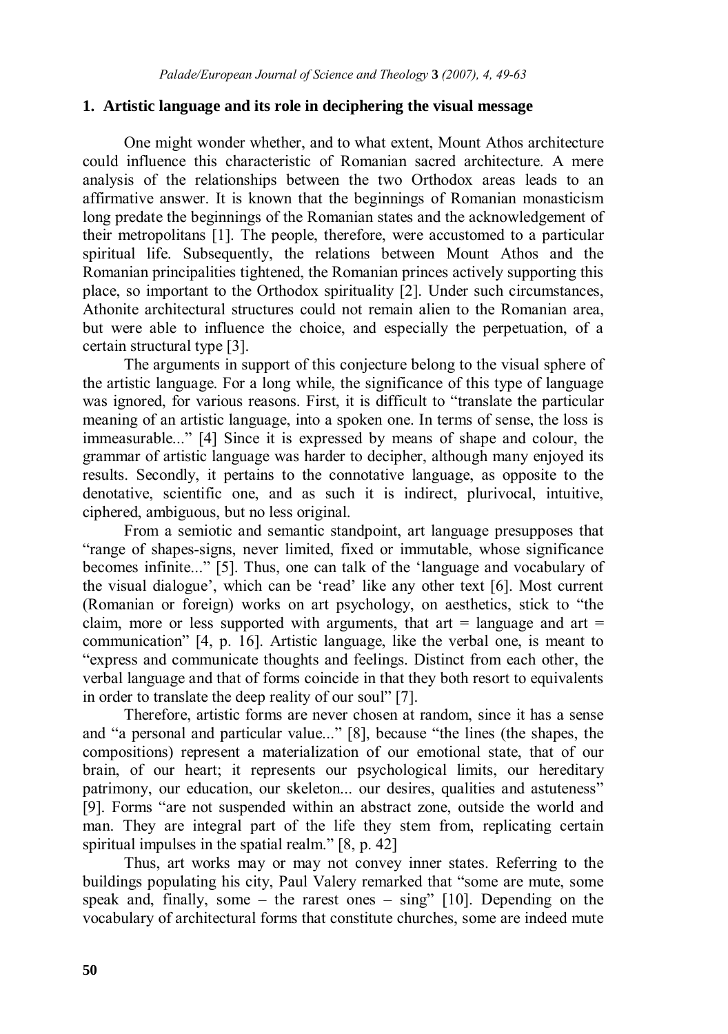## 1. Artistic language and its role in deciphering the visual message

One might wonder whether, and to what extent, Mount Athos architecture could influence this characteristic of Romanian sacred architecture. A mere analysis of the relationships between the two Orthodox areas leads to an affirmative answer. It is known that the beginnings of Romanian monasticism long predate the beginnings of the Romanian states and the acknowledgement of their metropolitans [1]. The people, therefore, were accustomed to a particular spiritual life. Subsequently, the relations between Mount Athos and the Romanian principalities tightened, the Romanian princes actively supporting this place, so important to the Orthodox spirituality [2]. Under such circumstances, Athonite architectural structures could not remain alien to the Romanian area, but were able to influence the choice, and especially the perpetuation, of a certain structural type [3].

The arguments in support of this conjecture belong to the visual sphere of the artistic language. For a long while, the significance of this type of language was ignored, for various reasons. First, it is difficult to "translate the particular meaning of an artistic language, into a spoken one. In terms of sense, the loss is immeasurable..." [4] Since it is expressed by means of shape and colour, the grammar of artistic language was harder to decipher, although many enjoyed its results. Secondly, it pertains to the connotative language, as opposite to the denotative, scientific one, and as such it is indirect, plurivocal, intuitive, ciphered, ambiguous, but no less original.

From a semiotic and semantic standpoint, art language presupposes that "range of shapes-signs, never limited, fixed or immutable, whose significance becomes infinite..." [5]. Thus, one can talk of the 'language and vocabulary of the visual dialogue', which can be 'read' like any other text [6]. Most current (Romanian or foreign) works on art psychology, on aesthetics, stick to "the claim, more or less supported with arguments, that art = language and art = communication" [4, p. 16]. Artistic language, like the verbal one, is meant to "express and communicate thoughts and feelings. Distinct from each other, the verbal language and that of forms coincide in that they both resort to equivalents in order to translate the deep reality of our soul" [7].

Therefore, artistic forms are never chosen at random, since it has a sense and "a personal and particular value..." [8], because "the lines (the shapes, the compositions) represent a materialization of our emotional state, that of our brain, of our heart; it represents our psychological limits, our hereditary patrimony, our education, our skeleton... our desires, qualities and astuteness" [9]. Forms "are not suspended within an abstract zone, outside the world and man. They are integral part of the life they stem from, replicating certain spiritual impulses in the spatial realm." [8, p. 42]

Thus, art works may or may not convey inner states. Referring to the buildings populating his city, Paul Valery remarked that "some are mute, some speak and, finally, some – the rarest ones – sing" [10]. Depending on the vocabulary of architectural forms that constitute churches, some are indeed mute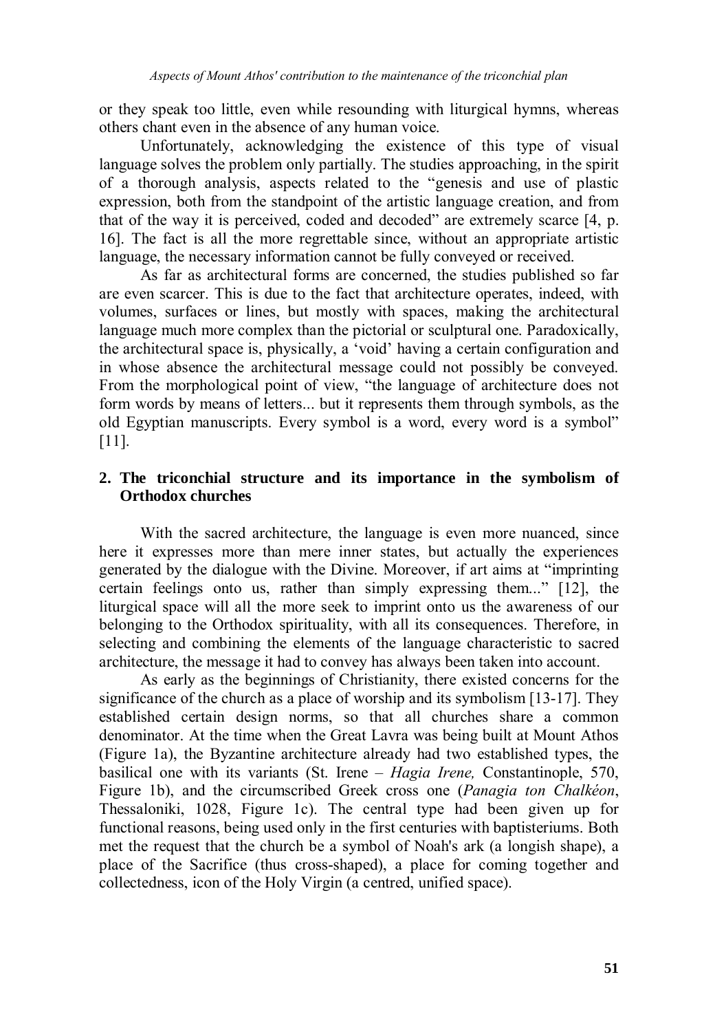or they speak too little, even while resounding with liturgical hymns, whereas others chant even in the absence of any human voice.

Unfortunately, acknowledging the existence of this type of visual language solves the problem only partially. The studies approaching, in the spirit of a thorough analysis, aspects related to the "genesis and use of plastic expression, both from the standpoint of the artistic language creation, and from that of the way it is perceived, coded and decoded" are extremely scarce [4, p. 16]. The fact is all the more regrettable since, without an appropriate artistic language, the necessary information cannot be fully conveyed or received.

As far as architectural forms are concerned, the studies published so far are even scarcer. This is due to the fact that architecture operates, indeed, with volumes, surfaces or lines, but mostly with spaces, making the architectural language much more complex than the pictorial or sculptural one. Paradoxically, the architectural space is, physically, a 'void' having a certain configuration and in whose absence the architectural message could not possibly be conveyed. From the morphological point of view, "the language of architecture does not form words by means of letters... but it represents them through symbols, as the old Egyptian manuscripts. Every symbol is a word, every word is a symbol" [11].

## 2. The triconchial structure and its importance in the symbolism of Orthodox churches

With the sacred architecture, the language is even more nuanced, since here it expresses more than mere inner states, but actually the experiences generated by the dialogue with the Divine. Moreover, if art aims at "imprinting certain feelings onto us, rather than simply expressing them..." [12], the liturgical space will all the more seek to imprint onto us the awareness of our belonging to the Orthodox spirituality, with all its consequences. Therefore, in selecting and combining the elements of the language characteristic to sacred architecture, the message it had to convey has always been taken into account.

As early as the beginnings of Christianity, there existed concerns for the significance of the church as a place of worship and its symbolism [13-17]. They established certain design norms, so that all churches share a common denominator. At the time when the Great Lavra was being built at Mount Athos (Figure 1a), the Byzantine architecture already had two established types, the basilical one with its variants (St. Irene – *Hagia Irene,* Constantinople, 570, Figure 1b), and the circumscribed Greek cross one (*Panagia ton Chalkéon*, Thessaloniki, 1028, Figure 1c). The central type had been given up for functional reasons, being used only in the first centuries with baptisteriums. Both met the request that the church be a symbol of Noah's ark (a longish shape), a place of the Sacrifice (thus cross-shaped), a place for coming together and collectedness, icon of the Holy Virgin (a centred, unified space).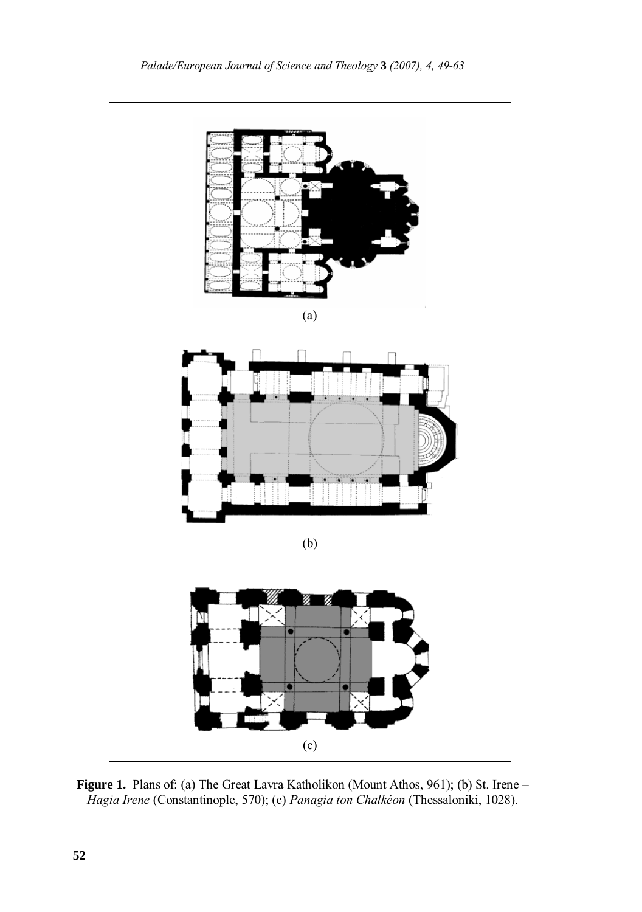(a)

(b)

(c)

**Figure 1.** Plans of: (a) The Great Lavra Katholikon (Mount Athos, 961); (b) St. Irene – *Hagia Irene* (Constantinople, 570); (c) *Panagia ton Chalkéon* (Thessaloniki, 1028).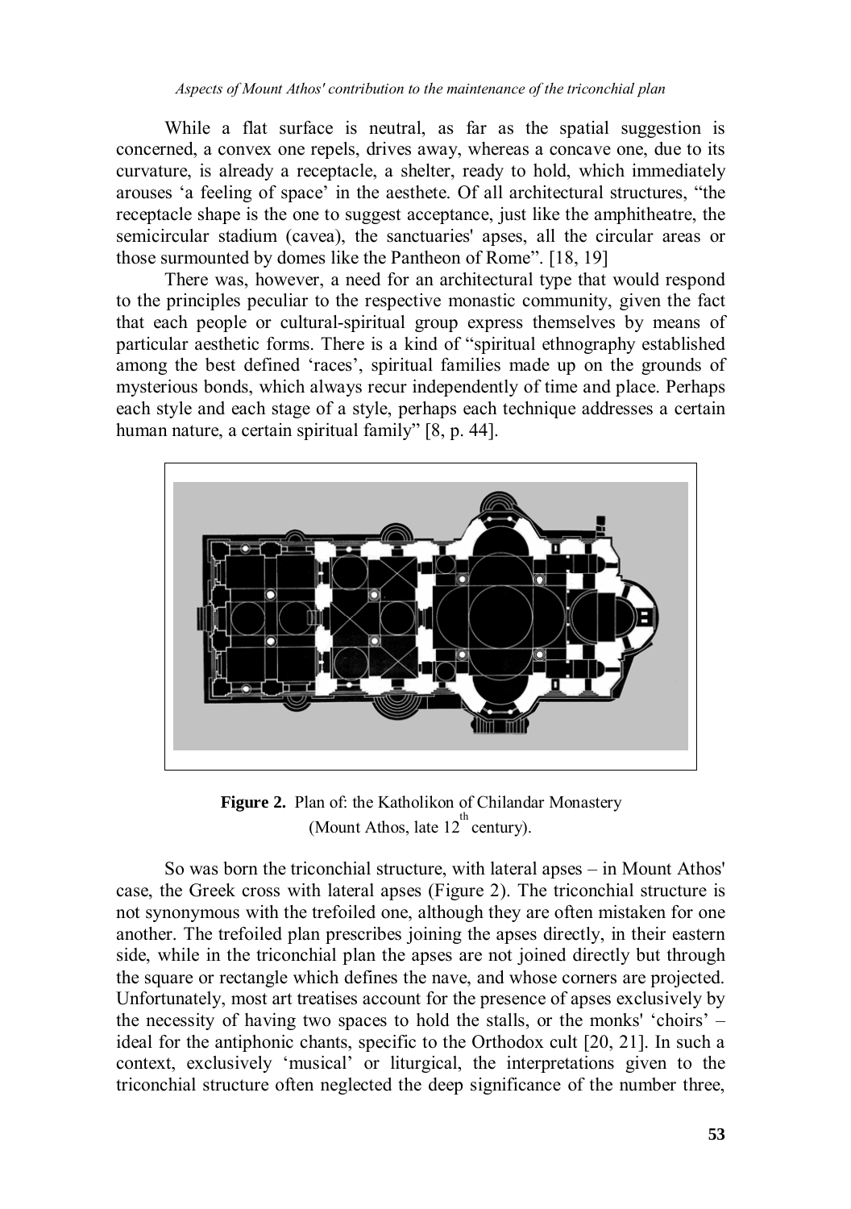While a flat surface is neutral, as far as the spatial suggestion is concerned, a convex one repels, drives away, whereas a concave one, due to its curvature, is already a receptacle, a shelter, ready to hold, which immediately arouses 'a feeling of space' in the aesthete. Of all architectural structures, "the receptacle shape is the one to suggest acceptance, just like the amphitheatre, the semicircular stadium (cavea), the sanctuaries' apses, all the circular areas or those surmounted by domes like the Pantheon of Rome". [18, 19]

There was, however, a need for an architectural type that would respond to the principles peculiar to the respective monastic community, given the fact that each people or cultural-spiritual group express themselves by means of particular aesthetic forms. There is a kind of "spiritual ethnography established among the best defined 'races', spiritual families made up on the grounds of mysterious bonds, which always recur independently of time and place. Perhaps each style and each stage of a style, perhaps each technique addresses a certain human nature, a certain spiritual family" [8, p. 44].

**Figure 2.** Plan of: the Katholikon of Chilandar Monastery (Mount Athos, late 12th century).

So was born the triconchial structure, with lateral apses – in Mount Athos' case, the Greek cross with lateral apses (Figure 2). The triconchial structure is not synonymous with the trefoiled one, although they are often mistaken for one another. The trefoiled plan prescribes joining the apses directly, in their eastern side, while in the triconchial plan the apses are not joined directly but through the square or rectangle which defines the nave, and whose corners are projected. Unfortunately, most art treatises account for the presence of apses exclusively by the necessity of having two spaces to hold the stalls, or the monks' 'choirs' – ideal for the antiphonic chants, specific to the Orthodox cult [20, 21]. In such a context, exclusively 'musical' or liturgical, the interpretations given to the triconchial structure often neglected the deep significance of the number three,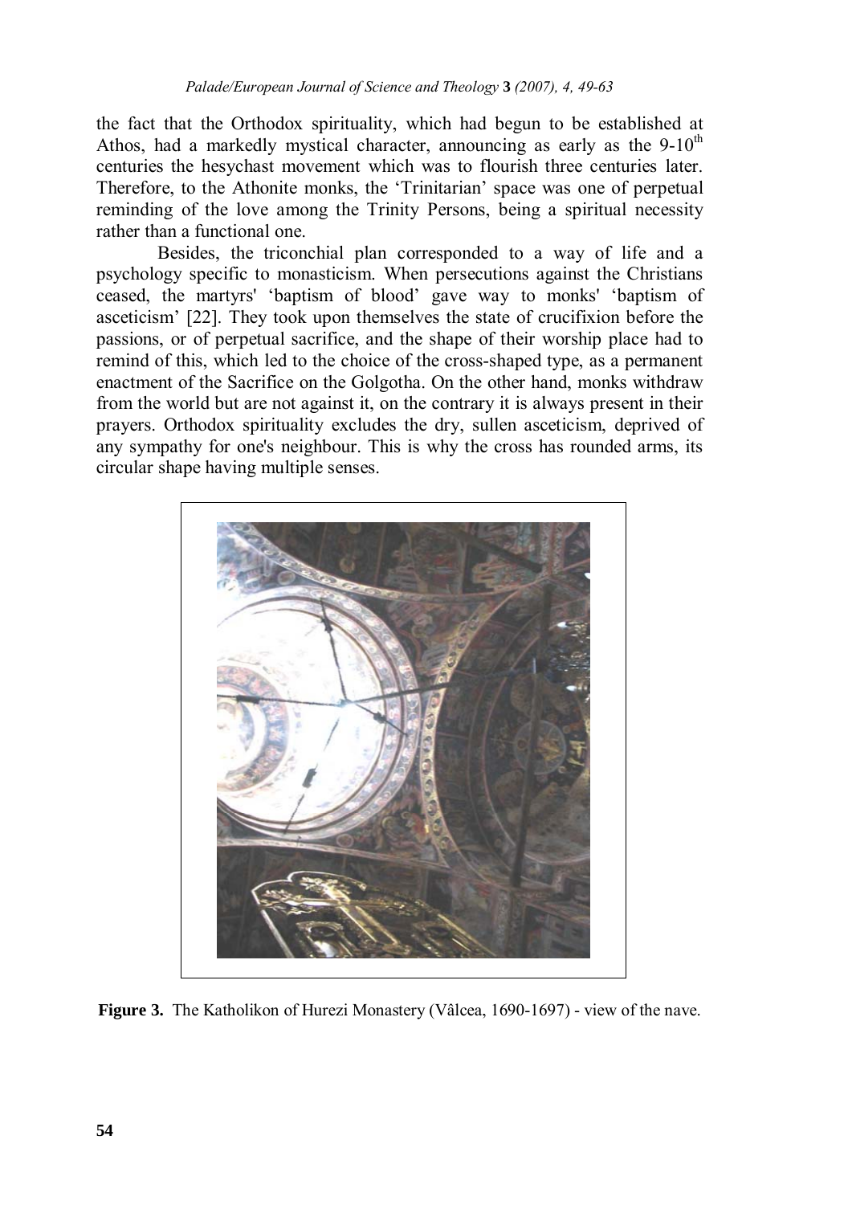the fact that the Orthodox spirituality, which had begun to be established at Athos, had a markedly mystical character, announcing as early as the 9-10th centuries the hesychast movement which was to flourish three centuries later. Therefore, to the Athonite monks, the 'Trinitarian' space was one of perpetual reminding of the love among the Trinity Persons, being a spiritual necessity rather than a functional one.

Besides, the triconchial plan corresponded to a way of life and a psychology specific to monasticism. When persecutions against the Christians ceased, the martyrs' 'baptism of blood' gave way to monks' 'baptism of asceticism' [22]. They took upon themselves the state of crucifixion before the passions, or of perpetual sacrifice, and the shape of their worship place had to remind of this, which led to the choice of the cross-shaped type, as a permanent enactment of the Sacrifice on the Golgotha. On the other hand, monks withdraw from the world but are not against it, on the contrary it is always present in their prayers. Orthodox spirituality excludes the dry, sullen asceticism, deprived of any sympathy for one's neighbour. This is why the cross has rounded arms, its circular shape having multiple senses.

**Figure 3.** The Katholikon of Hurezi Monastery (Vâlcea, 1690-1697) - view of the nave.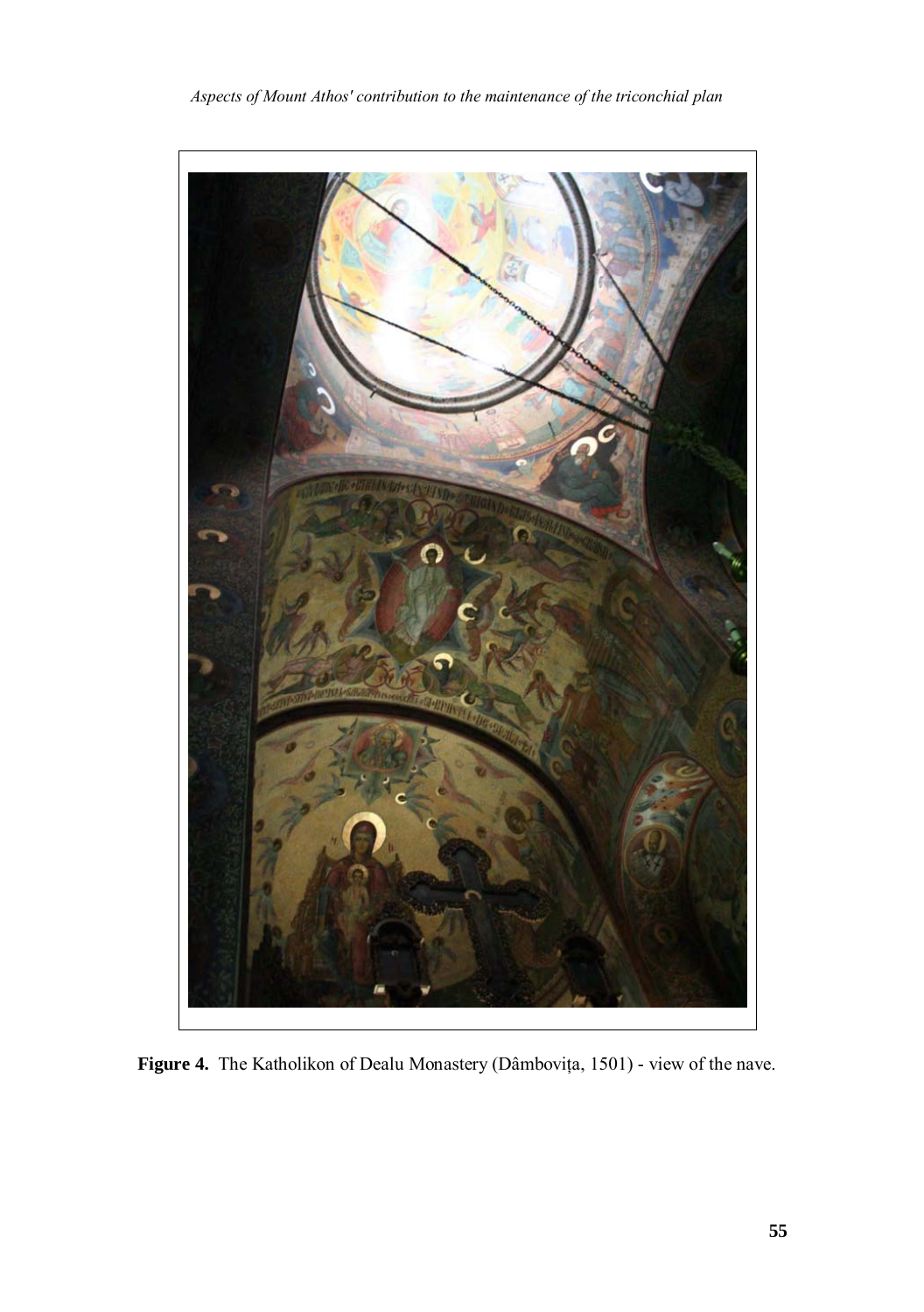**Figure 4.** The Katholikon of Dealu Monastery (Dâmbovița, 1501) - view of the nave.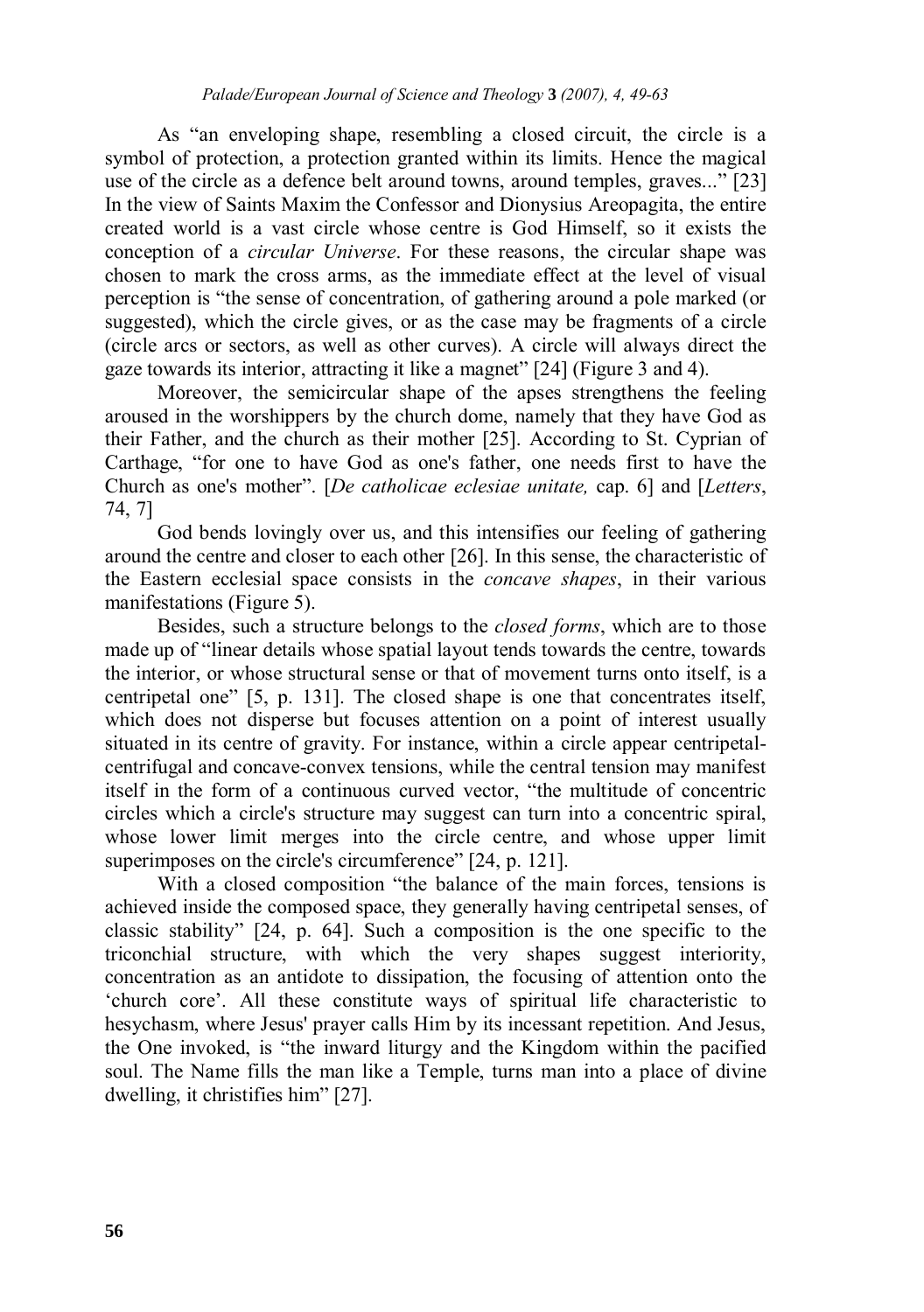As "an enveloping shape, resembling a closed circuit, the circle is a symbol of protection, a protection granted within its limits. Hence the magical use of the circle as a defence belt around towns, around temples, graves..." [23] In the view of Saints Maxim the Confessor and Dionysius Areopagita, the entire created world is a vast circle whose centre is God Himself, so it exists the conception of a *circular Universe*. For these reasons, the circular shape was chosen to mark the cross arms, as the immediate effect at the level of visual perception is "the sense of concentration, of gathering around a pole marked (or suggested), which the circle gives, or as the case may be fragments of a circle (circle arcs or sectors, as well as other curves). A circle will always direct the gaze towards its interior, attracting it like a magnet" [24] (Figure 3 and 4).

Moreover, the semicircular shape of the apses strengthens the feeling aroused in the worshippers by the church dome, namely that they have God as their Father, and the church as their mother [25]. According to St. Cyprian of Carthage, "for one to have God as one's father, one needs first to have the Church as one's mother". [*De catholicae eclesiae unitate,* cap. 6] and [*Letters*, 74, 7]

God bends lovingly over us, and this intensifies our feeling of gathering around the centre and closer to each other [26]. In this sense, the characteristic of the Eastern ecclesial space consists in the *concave shapes*, in their various manifestations (Figure 5).

Besides, such a structure belongs to the *closed forms*, which are to those made up of "linear details whose spatial layout tends towards the centre, towards the interior, or whose structural sense or that of movement turns onto itself, is a centripetal one" [5, p. 131]. The closed shape is one that concentrates itself, which does not disperse but focuses attention on a point of interest usually situated in its centre of gravity. For instance, within a circle appear centripetal-centrifugal and concave-convex tensions, while the central tension may manifest itself in the form of a continuous curved vector, "the multitude of concentric circles which a circle's structure may suggest can turn into a concentric spiral, whose lower limit merges into the circle centre, and whose upper limit superimposes on the circle's circumference" [24, p. 121].

With a closed composition "the balance of the main forces, tensions is achieved inside the composed space, they generally having centripetal senses, of classic stability" [24, p. 64]. Such a composition is the one specific to the triconchial structure, with which the very shapes suggest interiority, concentration as an antidote to dissipation, the focusing of attention onto the 'church core'. All these constitute ways of spiritual life characteristic to hesychasm, where Jesus' prayer calls Him by its incessant repetition. And Jesus, the One invoked, is "the inward liturgy and the Kingdom within the pacified soul. The Name fills the man like a Temple, turns man into a place of divine dwelling, it christifies him" [27].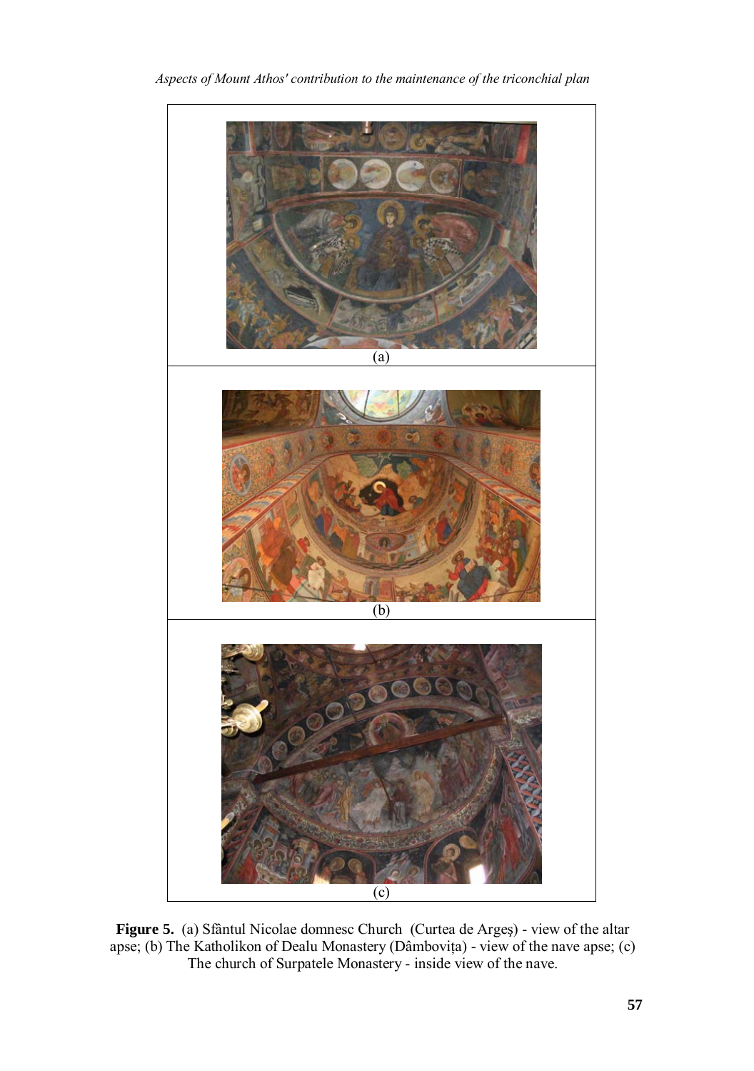(a)

(b)

(c)

**Figure 5.** (a) Sfântul Nicolae domnesc Church (Curtea de Argeş) - view of the altar apse; (b) The Katholikon of Dealu Monastery (Dâmbovița) - view of the nave apse; (c) The church of Surpatele Monastery - inside view of the nave.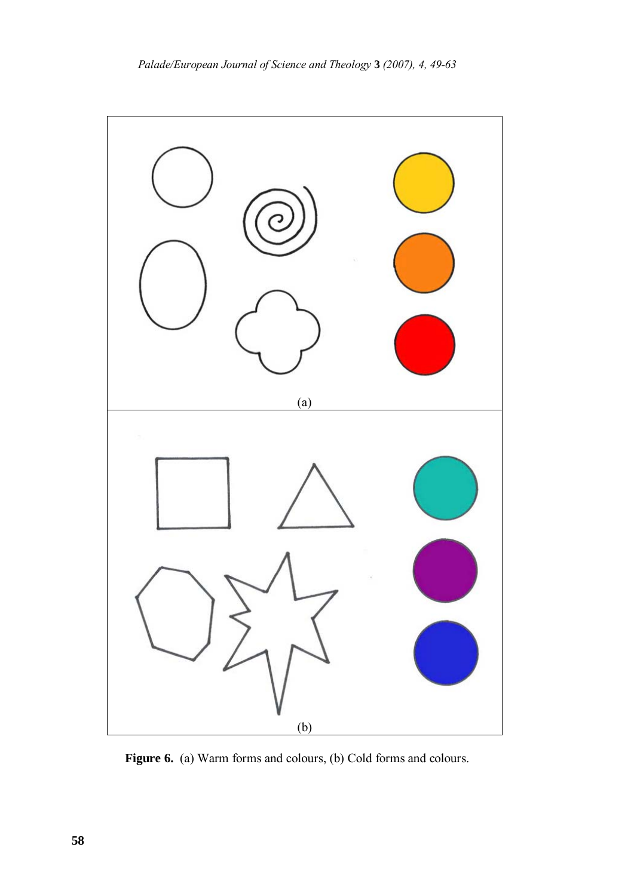(a)

(b)

**Figure 6.** (a) Warm forms and colours, (b) Cold forms and colours.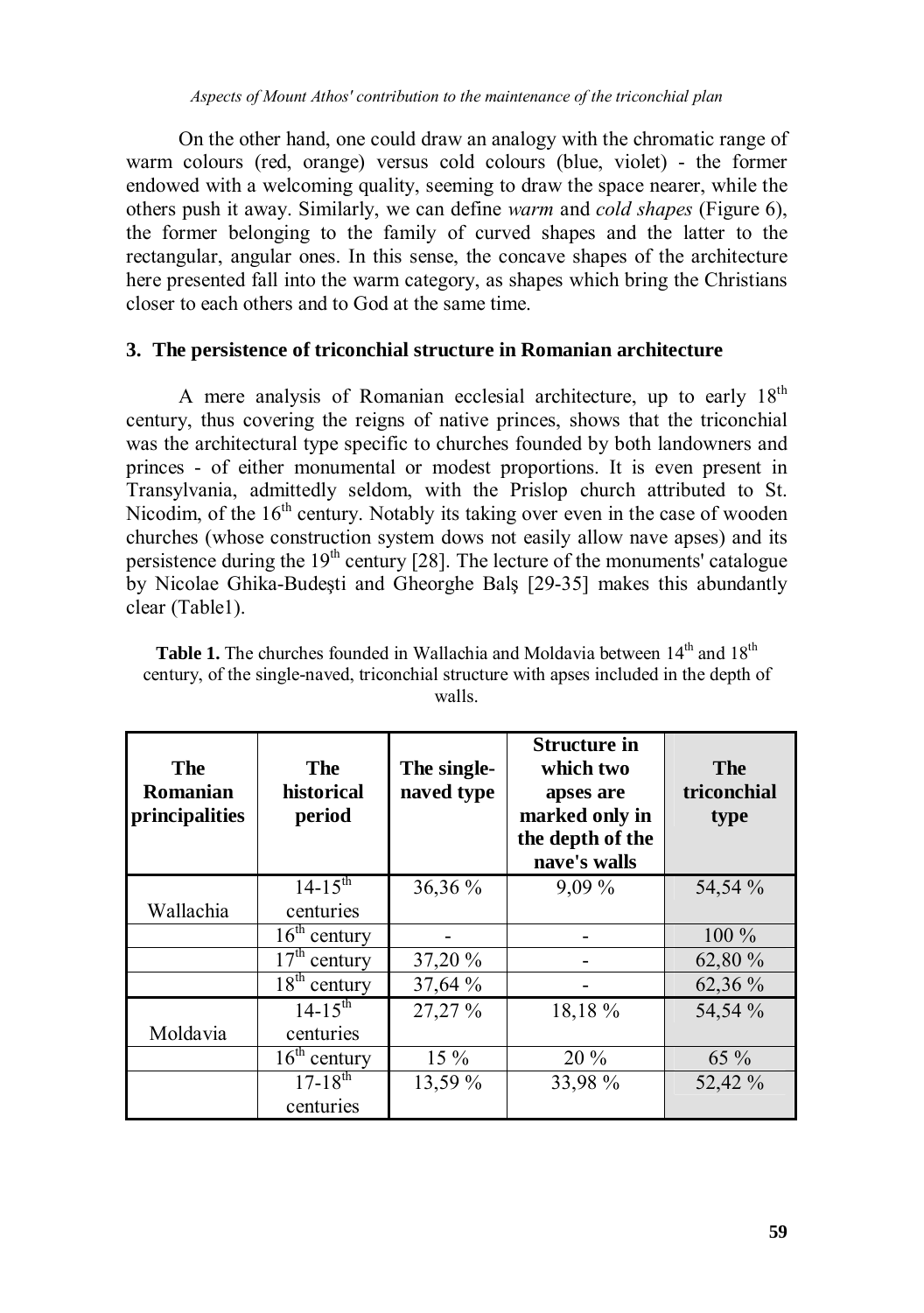On the other hand, one could draw an analogy with the chromatic range of warm colours (red, orange) versus cold colours (blue, violet) - the former endowed with a welcoming quality, seeming to draw the space nearer, while the others push it away. Similarly, we can define *warm* and *cold shapes* (Figure 6), the former belonging to the family of curved shapes and the latter to the rectangular, angular ones. In this sense, the concave shapes of the architecture here presented fall into the warm category, as shapes which bring the Christians closer to each others and to God at the same time.

## 3. The persistence of triconchial structure in Romanian architecture

A mere analysis of Romanian ecclesial architecture, up to early 18th century, thus covering the reigns of native princes, shows that the triconchial was the architectural type specific to churches founded by both landowners and princes - of either monumental or modest proportions. It is even present in Transylvania, admittedly seldom, with the Prislop church attributed to St. Nicodim, of the 16th century. Notably its taking over even in the case of wooden churches (whose construction system dows not easily allow nave apses) and its persistence during the 19th century [28]. The lecture of the monuments' catalogue by Nicolae Ghika-Budeşti and Gheorghe Balş [29-35] makes this abundantly clear (Table1).

**Table 1.** The churches founded in Wallachia and Moldavia between 14th and 18th century, of the single-naved, triconchial structure with apses included in the depth of walls.

| The Romanian principalities | The historical period | The single-naved type | Structure in which two apses are marked only in the depth of the nave's walls | The triconchial type |
|---|---|---|---|---|
| Wallachia | 14-15th centuries | 36,36 % | 9,09 % | 54,54 % |
| | 16th century | - | - | 100 % |
| | 17th century | 37,20 % | - | 62,80 % |
| | 18th century | 37,64 % | - | 62,36 % |
| Moldavia | 14-15th centuries | 27,27 % | 18,18 % | 54,54 % |
| | 16th century | 15 % | 20 % | 65 % |
| | 17-18th centuries | 13,59 % | 33,98 % | 52,42 % |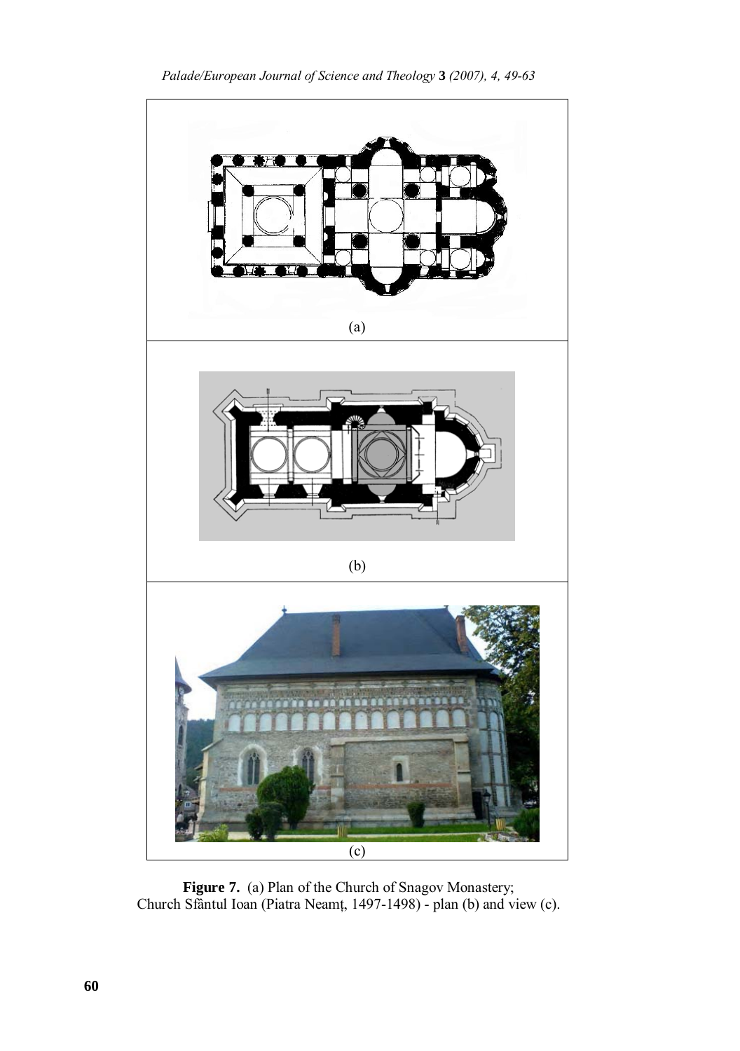(a)

(b)

(c)

**Figure 7.** (a) Plan of the Church of Snagov Monastery;
Church Sfântul Ioan (Piatra Neamț, 1497-1498) - plan (b) and view (c).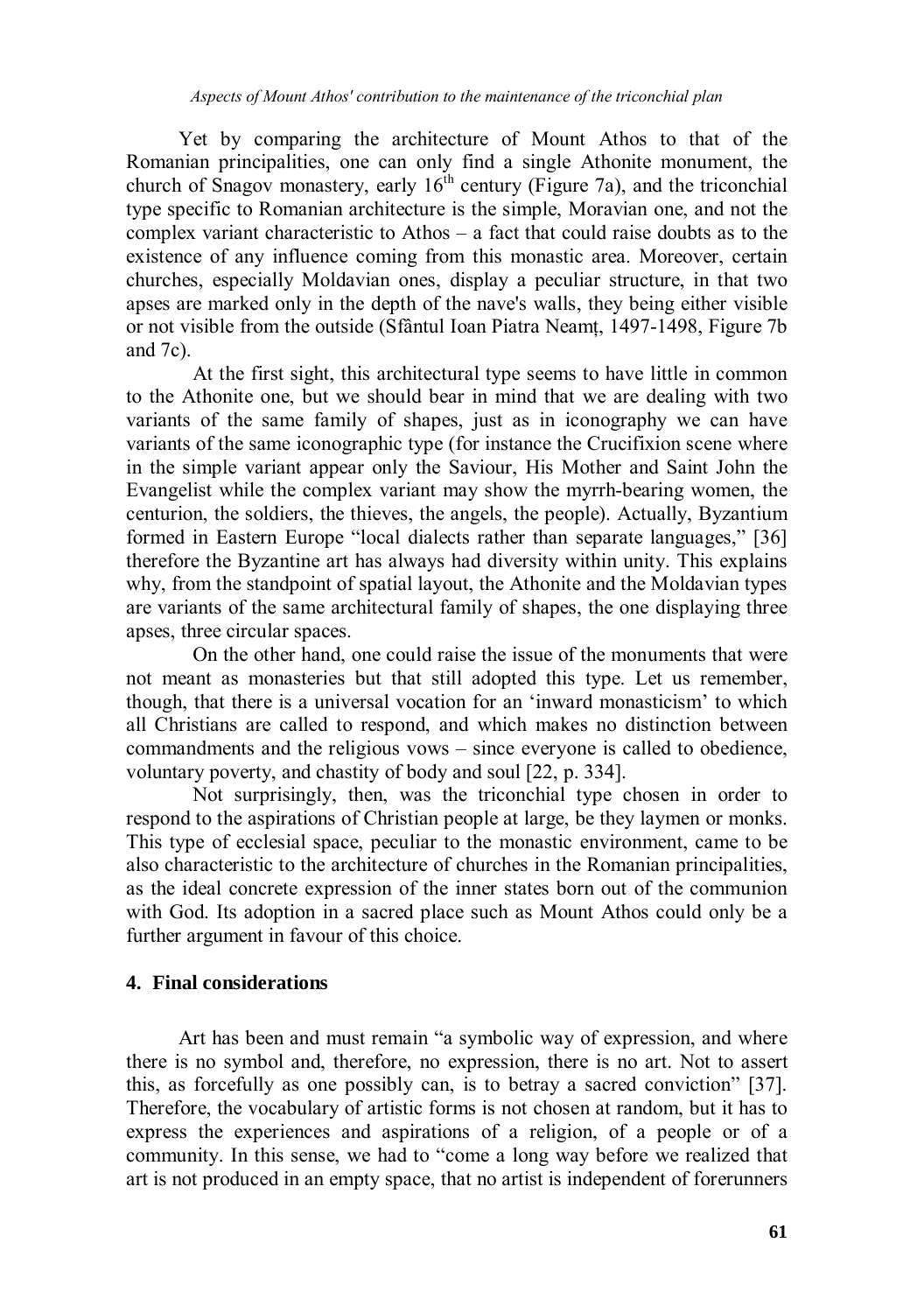Yet by comparing the architecture of Mount Athos to that of the Romanian principalities, one can only find a single Athonite monument, the church of Snagov monastery, early 16$^{th}$ century (Figure 7a), and the triconchial type specific to Romanian architecture is the simple, Moravian one, and not the complex variant characteristic to Athos – a fact that could raise doubts as to the existence of any influence coming from this monastic area. Moreover, certain churches, especially Moldavian ones, display a peculiar structure, in that two apses are marked only in the depth of the nave's walls, they being either visible or not visible from the outside (Sfântul Ioan Piatra Neamț, 1497-1498, Figure 7b and 7c).

At the first sight, this architectural type seems to have little in common to the Athonite one, but we should bear in mind that we are dealing with two variants of the same family of shapes, just as in iconography we can have variants of the same iconographic type (for instance the Crucifixion scene where in the simple variant appear only the Saviour, His Mother and Saint John the Evangelist while the complex variant may show the myrrh-bearing women, the centurion, the soldiers, the thieves, the angels, the people). Actually, Byzantium formed in Eastern Europe "local dialects rather than separate languages," [36] therefore the Byzantine art has always had diversity within unity. This explains why, from the standpoint of spatial layout, the Athonite and the Moldavian types are variants of the same architectural family of shapes, the one displaying three apses, three circular spaces.

On the other hand, one could raise the issue of the monuments that were not meant as monasteries but that still adopted this type. Let us remember, though, that there is a universal vocation for an 'inward monasticism' to which all Christians are called to respond, and which makes no distinction between commandments and the religious vows – since everyone is called to obedience, voluntary poverty, and chastity of body and soul [22, p. 334].

Not surprisingly, then, was the triconchial type chosen in order to respond to the aspirations of Christian people at large, be they laymen or monks. This type of ecclesial space, peculiar to the monastic environment, came to be also characteristic to the architecture of churches in the Romanian principalities, as the ideal concrete expression of the inner states born out of the communion with God. Its adoption in a sacred place such as Mount Athos could only be a further argument in favour of this choice.

## 4. Final considerations

Art has been and must remain "a symbolic way of expression, and where there is no symbol and, therefore, no expression, there is no art. Not to assert this, as forcefully as one possibly can, is to betray a sacred conviction" [37]. Therefore, the vocabulary of artistic forms is not chosen at random, but it has to express the experiences and aspirations of a religion, of a people or of a community. In this sense, we had to "come a long way before we realized that art is not produced in an empty space, that no artist is independent of forerunners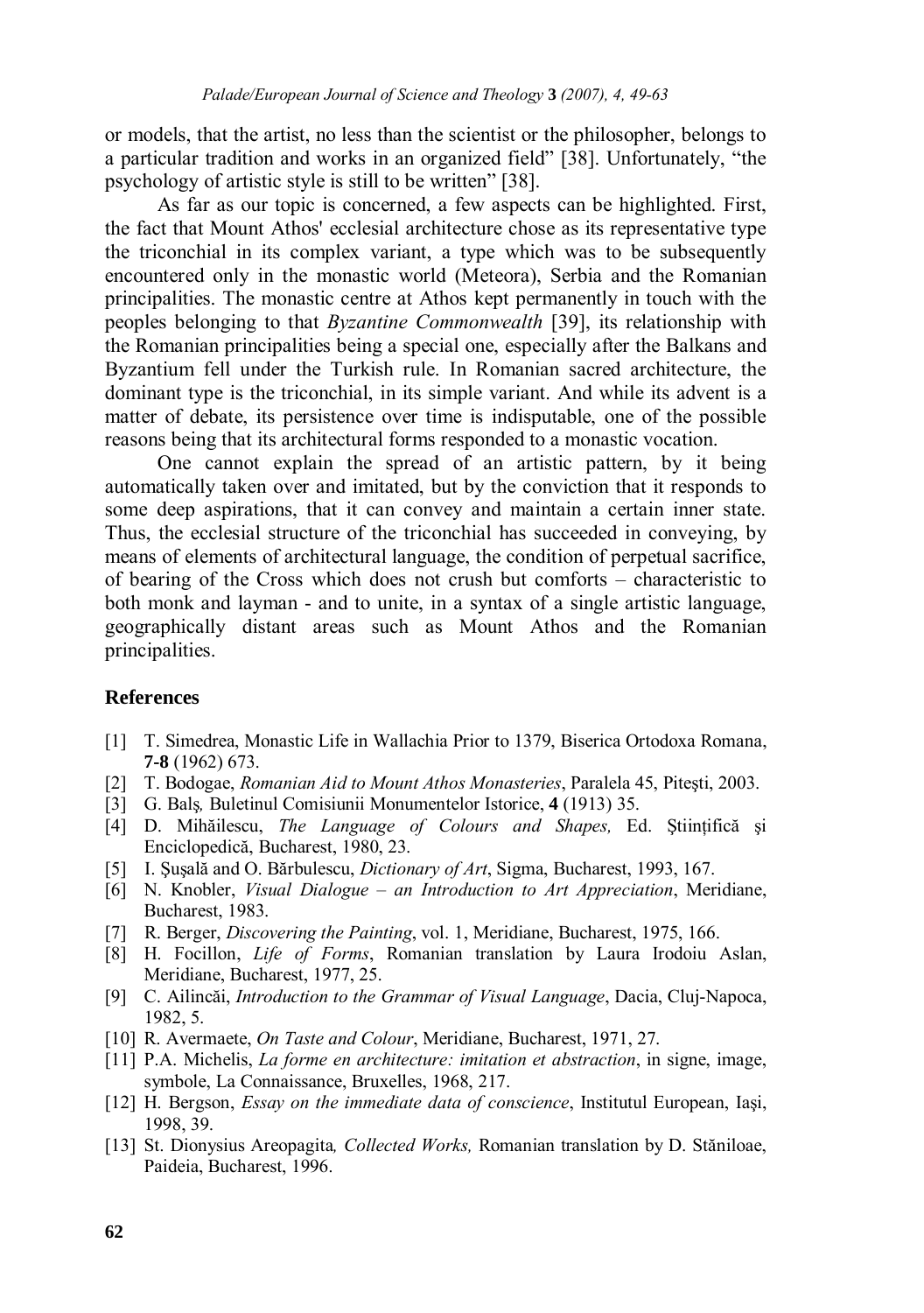or models, that the artist, no less than the scientist or the philosopher, belongs to a particular tradition and works in an organized field" [38]. Unfortunately, "the psychology of artistic style is still to be written" [38].

As far as our topic is concerned, a few aspects can be highlighted. First, the fact that Mount Athos' ecclesial architecture chose as its representative type the triconchial in its complex variant, a type which was to be subsequently encountered only in the monastic world (Meteora), Serbia and the Romanian principalities. The monastic centre at Athos kept permanently in touch with the peoples belonging to that *Byzantine Commonwealth* [39], its relationship with the Romanian principalities being a special one, especially after the Balkans and Byzantium fell under the Turkish rule. In Romanian sacred architecture, the dominant type is the triconchial, in its simple variant. And while its advent is a matter of debate, its persistence over time is indisputable, one of the possible reasons being that its architectural forms responded to a monastic vocation.

One cannot explain the spread of an artistic pattern, by it being automatically taken over and imitated, but by the conviction that it responds to some deep aspirations, that it can convey and maintain a certain inner state. Thus, the ecclesial structure of the triconchial has succeeded in conveying, by means of elements of architectural language, the condition of perpetual sacrifice, of bearing of the Cross which does not crush but comforts – characteristic to both monk and layman - and to unite, in a syntax of a single artistic language, geographically distant areas such as Mount Athos and the Romanian principalities.

## References

[1] T. Simedrea, Monastic Life in Wallachia Prior to 1379, Biserica Ortodoxa Romana, **7-8** (1962) 673.

[2] T. Bodogae, *Romanian Aid to Mount Athos Monasteries*, Paralela 45, Piteşti, 2003.

[3] G. Balş, Buletinul Comisiunii Monumentelor Istorice, **4** (1913) 35.

[4] D. Mihăilescu, *The Language of Colours and Shapes,* Ed. Ştiinţifică şi Enciclopedică, Bucharest, 1980, 23.

[5] I. Şuşală and O. Bărbulescu, *Dictionary of Art*, Sigma, Bucharest, 1993, 167.

[6] N. Knobler, *Visual Dialogue – an Introduction to Art Appreciation*, Meridiane, Bucharest, 1983.

[7] R. Berger, *Discovering the Painting*, vol. 1, Meridiane, Bucharest, 1975, 166.

[8] H. Focillon, *Life of Forms*, Romanian translation by Laura Irodoiu Aslan, Meridiane, Bucharest, 1977, 25.

[9] C. Ailincăi, *Introduction to the Grammar of Visual Language*, Dacia, Cluj-Napoca, 1982, 5.

[10] R. Avermaete, *On Taste and Colour*, Meridiane, Bucharest, 1971, 27.

[11] P.A. Michelis, *La forme en architecture: imitation et abstraction*, in signe, image, symbole, La Connaissance, Bruxelles, 1968, 217.

[12] H. Bergson, *Essay on the immediate data of conscience*, Institutul European, Iaşi, 1998, 39.

[13] St. Dionysius Areopagita*, Collected Works,* Romanian translation by D. Stăniloae, Paideia, Bucharest, 1996.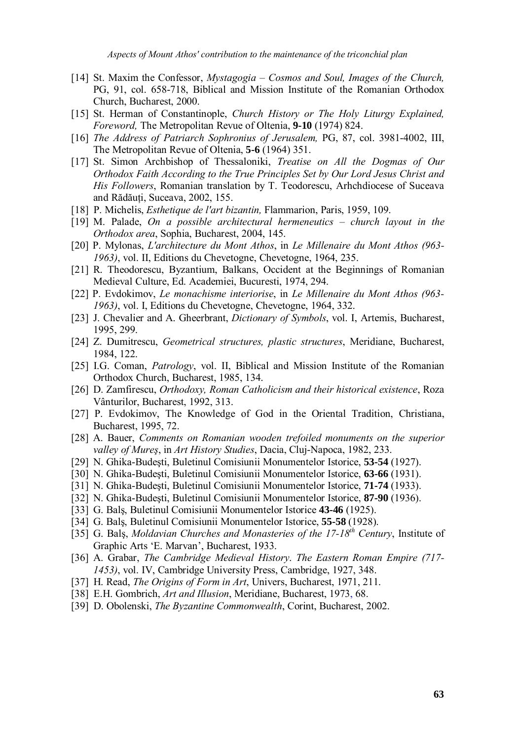[14] St. Maxim the Confessor, *Mystagogia – Cosmos and Soul, Images of the Church,* PG, 91, col. 658-718, Biblical and Mission Institute of the Romanian Orthodox Church, Bucharest, 2000.

[15] St. Herman of Constantinople, *Church History or The Holy Liturgy Explained, Foreword,* The Metropolitan Revue of Oltenia, **9-10** (1974) 824.

[16] *The Address of Patriarch Sophronius of Jerusalem,* PG, 87, col. 3981-4002, III, The Metropolitan Revue of Oltenia, **5-6** (1964) 351.

[17] St. Simon Archbishop of Thessaloniki, *Treatise on All the Dogmas of Our Orthodox Faith According to the True Principles Set by Our Lord Jesus Christ and His Followers*, Romanian translation by T. Teodorescu, Arhchdiocese of Suceava and Rădăuți, Suceava, 2002, 155.

[18] P. Michelis, *Esthetique de l'art bizantin,* Flammarion, Paris, 1959, 109.

[19] M. Palade, *On a possible architectural hermeneutics – church layout in the Orthodox area*, Sophia, Bucharest, 2004, 145.

[20] P. Mylonas, *L'architecture du Mont Athos*, in *Le Millenaire du Mont Athos (963-1963)*, vol. II, Editions du Chevetogne, Chevetogne, 1964, 235.

[21] R. Theodorescu, Byzantium, Balkans, Occident at the Beginnings of Romanian Medieval Culture, Ed. Academiei, Bucuresti, 1974, 294.

[22] P. Evdokimov, *Le monachisme interiorise*, in *Le Millenaire du Mont Athos (963-1963)*, vol. I, Editions du Chevetogne, Chevetogne, 1964, 332.

[23] J. Chevalier and A. Gheerbrant, *Dictionary of Symbols*, vol. I, Artemis, Bucharest, 1995, 299.

[24] Z. Dumitrescu, *Geometrical structures, plastic structures*, Meridiane, Bucharest, 1984, 122.

[25] I.G. Coman, *Patrology*, vol. II, Biblical and Mission Institute of the Romanian Orthodox Church, Bucharest, 1985, 134.

[26] D. Zamfirescu, *Orthodoxy, Roman Catholicism and their historical existence*, Roza Vânturilor, Bucharest, 1992, 313.

[27] P. Evdokimov, The Knowledge of God in the Oriental Tradition, Christiana, Bucharest, 1995, 72.

[28] A. Bauer, *Comments on Romanian wooden trefoiled monuments on the superior valley of Mureş*, in *Art History Studies*, Dacia, Cluj-Napoca, 1982, 233.

[29] N. Ghika-Budeşti, Buletinul Comisiunii Monumentelor Istorice, **53-54** (1927).

[30] N. Ghika-Budeşti, Buletinul Comisiunii Monumentelor Istorice, **63-66** (1931).

[31] N. Ghika-Budeşti, Buletinul Comisiunii Monumentelor Istorice, **71-74** (1933).

[32] N. Ghika-Budeşti, Buletinul Comisiunii Monumentelor Istorice, **87-90** (1936).

[33] G. Balş, Buletinul Comisiunii Monumentelor Istorice **43-46** (1925).

[34] G. Balş, Buletinul Comisiunii Monumentelor Istorice, **55-58** (1928).

[35] G. Balş, *Moldavian Churches and Monasteries of the 17-18th Century*, Institute of Graphic Arts 'E. Marvan', Bucharest, 1933.

[36] A. Grabar, *The Cambridge Medieval History*. *The Eastern Roman Empire (717-1453)*, vol. IV, Cambridge University Press, Cambridge, 1927, 348.

[37] H. Read, *The Origins of Form in Art*, Univers, Bucharest, 1971, 211.

[38] E.H. Gombrich, *Art and Illusion*, Meridiane, Bucharest, 1973, 68.

[39] D. Obolenski, *The Byzantine Commonwealth*, Corint, Bucharest, 2002.